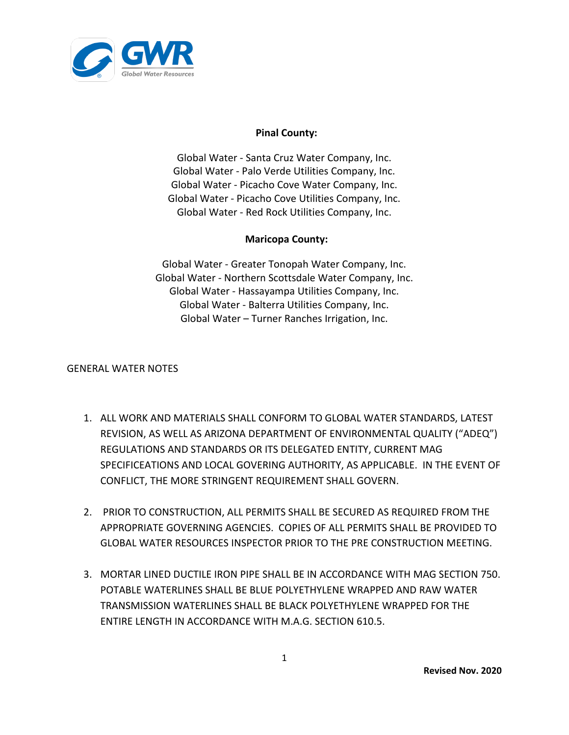GWR Global Water Resources

**Pinal County:**

Global Water - Santa Cruz Water Company, Inc.
Global Water - Palo Verde Utilities Company, Inc.
Global Water - Picacho Cove Water Company, Inc.
Global Water - Picacho Cove Utilities Company, Inc.
Global Water - Red Rock Utilities Company, Inc.

**Maricopa County:**

Global Water - Greater Tonopah Water Company, Inc.
Global Water - Northern Scottsdale Water Company, Inc.
Global Water - Hassayampa Utilities Company, Inc.
Global Water - Balterra Utilities Company, Inc.
Global Water – Turner Ranches Irrigation, Inc.

GENERAL WATER NOTES

1. ALL WORK AND MATERIALS SHALL CONFORM TO GLOBAL WATER STANDARDS, LATEST REVISION, AS WELL AS ARIZONA DEPARTMENT OF ENVIRONMENTAL QUALITY ("ADEQ") REGULATIONS AND STANDARDS OR ITS DELEGATED ENTITY, CURRENT MAG SPECIFICEATIONS AND LOCAL GOVERING AUTHORITY, AS APPLICABLE. IN THE EVENT OF CONFLICT, THE MORE STRINGENT REQUIREMENT SHALL GOVERN.

2. PRIOR TO CONSTRUCTION, ALL PERMITS SHALL BE SECURED AS REQUIRED FROM THE APPROPRIATE GOVERNING AGENCIES. COPIES OF ALL PERMITS SHALL BE PROVIDED TO GLOBAL WATER RESOURCES INSPECTOR PRIOR TO THE PRE CONSTRUCTION MEETING.

3. MORTAR LINED DUCTILE IRON PIPE SHALL BE IN ACCORDANCE WITH MAG SECTION 750. POTABLE WATERLINES SHALL BE BLUE POLYETHYLENE WRAPPED AND RAW WATER TRANSMISSION WATERLINES SHALL BE BLACK POLYETHYLENE WRAPPED FOR THE ENTIRE LENGTH IN ACCORDANCE WITH M.A.G. SECTION 610.5.

**Revised Nov. 2020**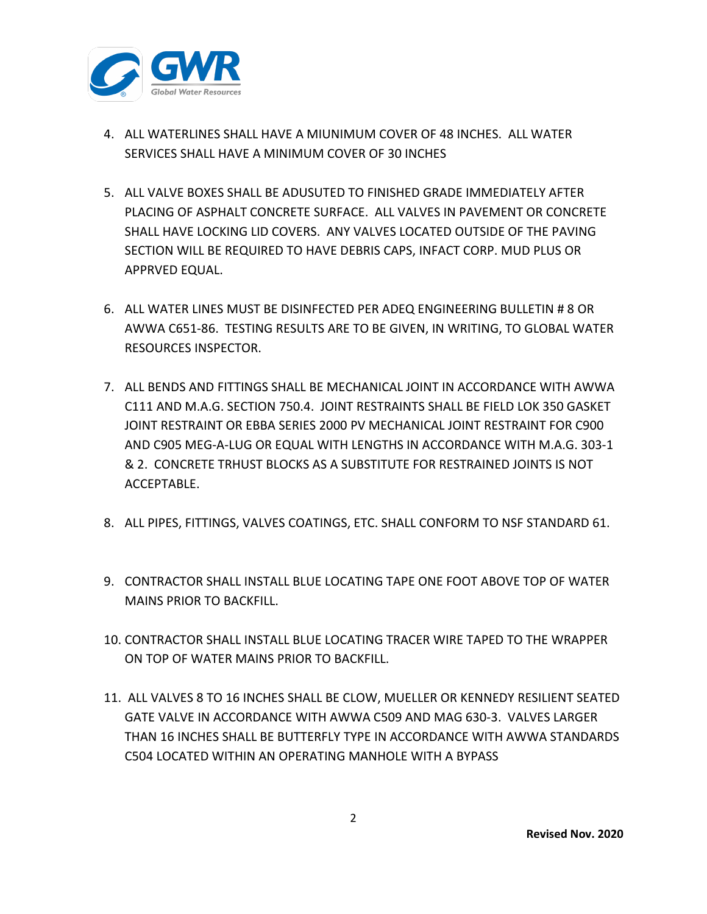4. ALL WATERLINES SHALL HAVE A MIUNIMUM COVER OF 48 INCHES. ALL WATER SERVICES SHALL HAVE A MINIMUM COVER OF 30 INCHES

5. ALL VALVE BOXES SHALL BE ADUSUTED TO FINISHED GRADE IMMEDIATELY AFTER PLACING OF ASPHALT CONCRETE SURFACE. ALL VALVES IN PAVEMENT OR CONCRETE SHALL HAVE LOCKING LID COVERS. ANY VALVES LOCATED OUTSIDE OF THE PAVING SECTION WILL BE REQUIRED TO HAVE DEBRIS CAPS, INFACT CORP. MUD PLUS OR APPRVED EQUAL.

6. ALL WATER LINES MUST BE DISINFECTED PER ADEQ ENGINEERING BULLETIN # 8 OR AWWA C651-86. TESTING RESULTS ARE TO BE GIVEN, IN WRITING, TO GLOBAL WATER RESOURCES INSPECTOR.

7. ALL BENDS AND FITTINGS SHALL BE MECHANICAL JOINT IN ACCORDANCE WITH AWWA C111 AND M.A.G. SECTION 750.4. JOINT RESTRAINTS SHALL BE FIELD LOK 350 GASKET JOINT RESTRAINT OR EBBA SERIES 2000 PV MECHANICAL JOINT RESTRAINT FOR C900 AND C905 MEG-A-LUG OR EQUAL WITH LENGTHS IN ACCORDANCE WITH M.A.G. 303-1 & 2. CONCRETE TRHUST BLOCKS AS A SUBSTITUTE FOR RESTRAINED JOINTS IS NOT ACCEPTABLE.

8. ALL PIPES, FITTINGS, VALVES COATINGS, ETC. SHALL CONFORM TO NSF STANDARD 61.

9. CONTRACTOR SHALL INSTALL BLUE LOCATING TAPE ONE FOOT ABOVE TOP OF WATER MAINS PRIOR TO BACKFILL.

10. CONTRACTOR SHALL INSTALL BLUE LOCATING TRACER WIRE TAPED TO THE WRAPPER ON TOP OF WATER MAINS PRIOR TO BACKFILL.

11. ALL VALVES 8 TO 16 INCHES SHALL BE CLOW, MUELLER OR KENNEDY RESILIENT SEATED GATE VALVE IN ACCORDANCE WITH AWWA C509 AND MAG 630-3. VALVES LARGER THAN 16 INCHES SHALL BE BUTTERFLY TYPE IN ACCORDANCE WITH AWWA STANDARDS C504 LOCATED WITHIN AN OPERATING MANHOLE WITH A BYPASS

**Revised Nov. 2020**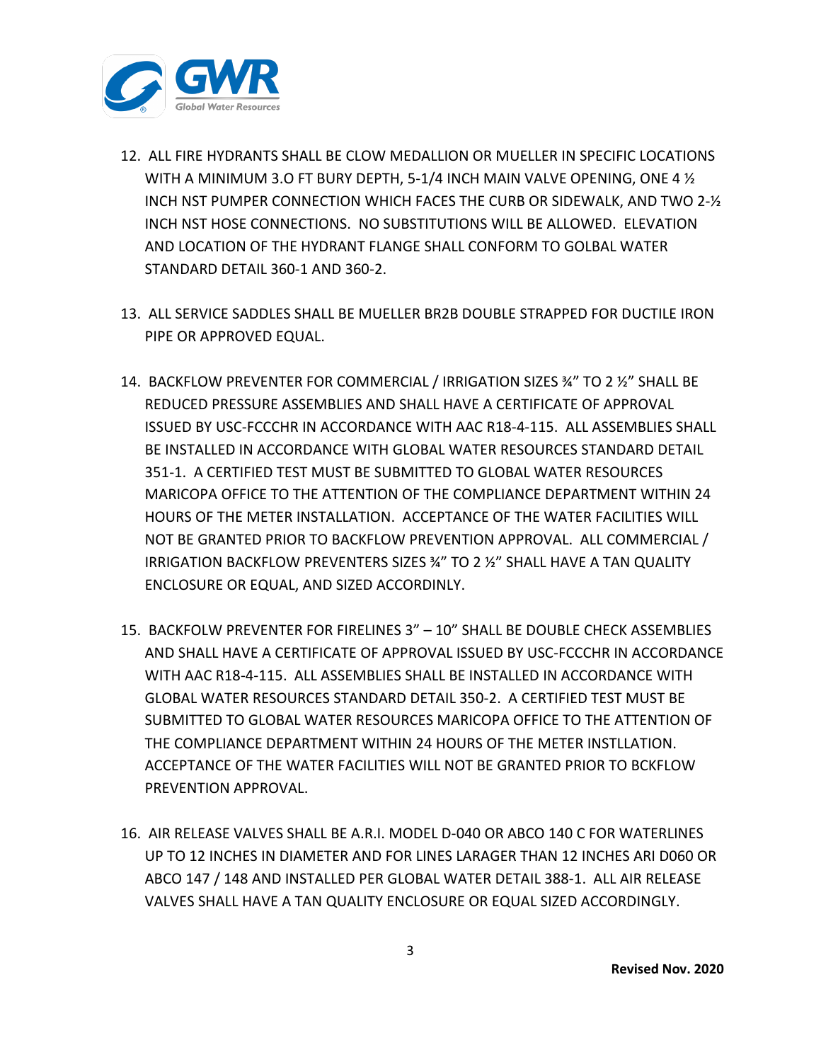12. ALL FIRE HYDRANTS SHALL BE CLOW MEDALLION OR MUELLER IN SPECIFIC LOCATIONS WITH A MINIMUM 3.O FT BURY DEPTH, 5-1/4 INCH MAIN VALVE OPENING, ONE 4 ½ INCH NST PUMPER CONNECTION WHICH FACES THE CURB OR SIDEWALK, AND TWO 2-½ INCH NST HOSE CONNECTIONS. NO SUBSTITUTIONS WILL BE ALLOWED. ELEVATION AND LOCATION OF THE HYDRANT FLANGE SHALL CONFORM TO GOLBAL WATER STANDARD DETAIL 360-1 AND 360-2.

13. ALL SERVICE SADDLES SHALL BE MUELLER BR2B DOUBLE STRAPPED FOR DUCTILE IRON PIPE OR APPROVED EQUAL.

14. BACKFLOW PREVENTER FOR COMMERCIAL / IRRIGATION SIZES ¾" TO 2 ½" SHALL BE REDUCED PRESSURE ASSEMBLIES AND SHALL HAVE A CERTIFICATE OF APPROVAL ISSUED BY USC-FCCCHR IN ACCORDANCE WITH AAC R18-4-115. ALL ASSEMBLIES SHALL BE INSTALLED IN ACCORDANCE WITH GLOBAL WATER RESOURCES STANDARD DETAIL 351-1. A CERTIFIED TEST MUST BE SUBMITTED TO GLOBAL WATER RESOURCES MARICOPA OFFICE TO THE ATTENTION OF THE COMPLIANCE DEPARTMENT WITHIN 24 HOURS OF THE METER INSTALLATION. ACCEPTANCE OF THE WATER FACILITIES WILL NOT BE GRANTED PRIOR TO BACKFLOW PREVENTION APPROVAL. ALL COMMERCIAL / IRRIGATION BACKFLOW PREVENTERS SIZES ¾" TO 2 ½" SHALL HAVE A TAN QUALITY ENCLOSURE OR EQUAL, AND SIZED ACCORDINLY.

15. BACKFOLW PREVENTER FOR FIRELINES 3" – 10" SHALL BE DOUBLE CHECK ASSEMBLIES AND SHALL HAVE A CERTIFICATE OF APPROVAL ISSUED BY USC-FCCCHR IN ACCORDANCE WITH AAC R18-4-115. ALL ASSEMBLIES SHALL BE INSTALLED IN ACCORDANCE WITH GLOBAL WATER RESOURCES STANDARD DETAIL 350-2. A CERTIFIED TEST MUST BE SUBMITTED TO GLOBAL WATER RESOURCES MARICOPA OFFICE TO THE ATTENTION OF THE COMPLIANCE DEPARTMENT WITHIN 24 HOURS OF THE METER INSTLLATION. ACCEPTANCE OF THE WATER FACILITIES WILL NOT BE GRANTED PRIOR TO BCKFLOW PREVENTION APPROVAL.

16. AIR RELEASE VALVES SHALL BE A.R.I. MODEL D-040 OR ABCO 140 C FOR WATERLINES UP TO 12 INCHES IN DIAMETER AND FOR LINES LARAGER THAN 12 INCHES ARI D060 OR ABCO 147 / 148 AND INSTALLED PER GLOBAL WATER DETAIL 388-1. ALL AIR RELEASE VALVES SHALL HAVE A TAN QUALITY ENCLOSURE OR EQUAL SIZED ACCORDINGLY.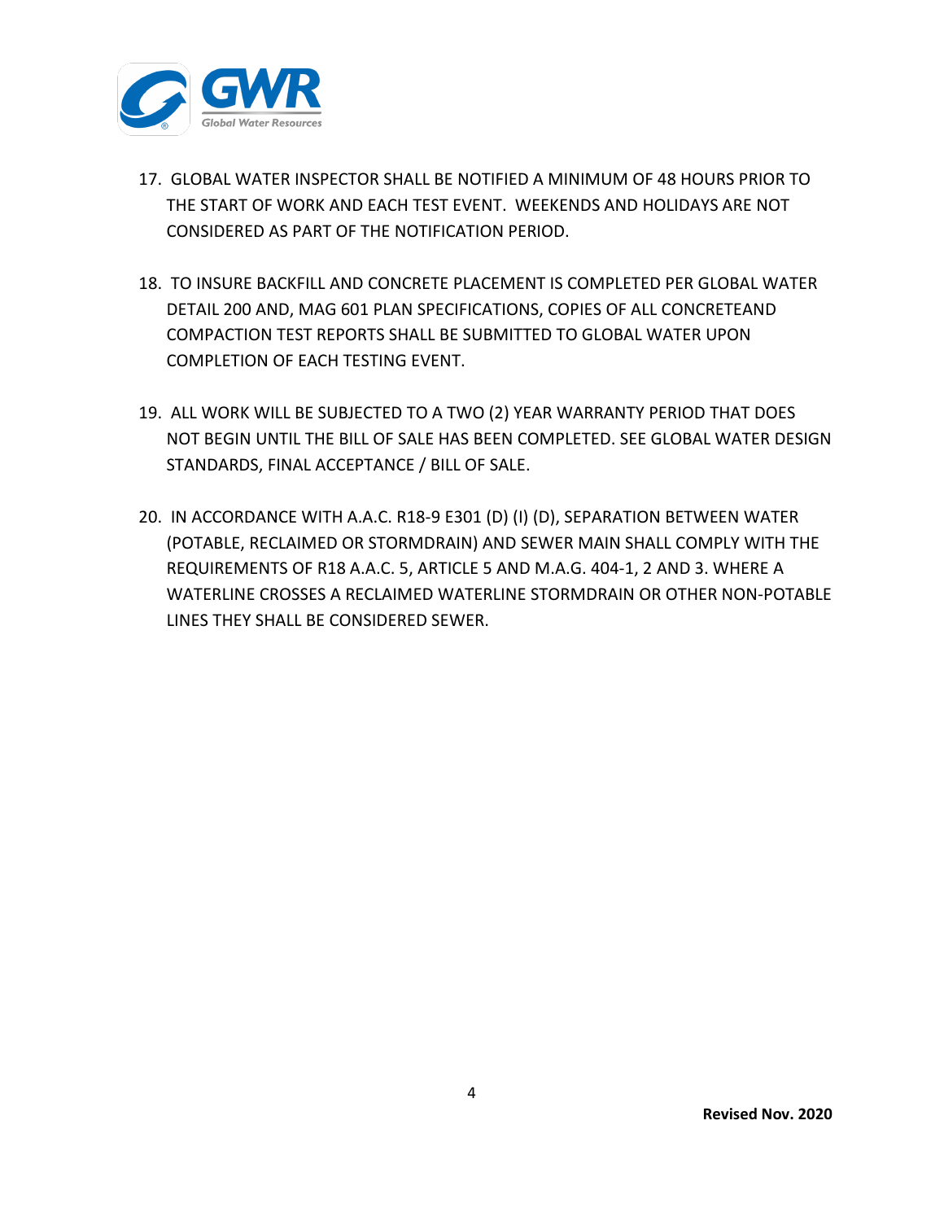17. GLOBAL WATER INSPECTOR SHALL BE NOTIFIED A MINIMUM OF 48 HOURS PRIOR TO THE START OF WORK AND EACH TEST EVENT. WEEKENDS AND HOLIDAYS ARE NOT CONSIDERED AS PART OF THE NOTIFICATION PERIOD.

18. TO INSURE BACKFILL AND CONCRETE PLACEMENT IS COMPLETED PER GLOBAL WATER DETAIL 200 AND, MAG 601 PLAN SPECIFICATIONS, COPIES OF ALL CONCRETEAND COMPACTION TEST REPORTS SHALL BE SUBMITTED TO GLOBAL WATER UPON COMPLETION OF EACH TESTING EVENT.

19. ALL WORK WILL BE SUBJECTED TO A TWO (2) YEAR WARRANTY PERIOD THAT DOES NOT BEGIN UNTIL THE BILL OF SALE HAS BEEN COMPLETED. SEE GLOBAL WATER DESIGN STANDARDS, FINAL ACCEPTANCE / BILL OF SALE.

20. IN ACCORDANCE WITH A.A.C. R18-9 E301 (D) (I) (D), SEPARATION BETWEEN WATER (POTABLE, RECLAIMED OR STORMDRAIN) AND SEWER MAIN SHALL COMPLY WITH THE REQUIREMENTS OF R18 A.A.C. 5, ARTICLE 5 AND M.A.G. 404-1, 2 AND 3. WHERE A WATERLINE CROSSES A RECLAIMED WATERLINE STORMDRAIN OR OTHER NON-POTABLE LINES THEY SHALL BE CONSIDERED SEWER.

**Revised Nov. 2020**